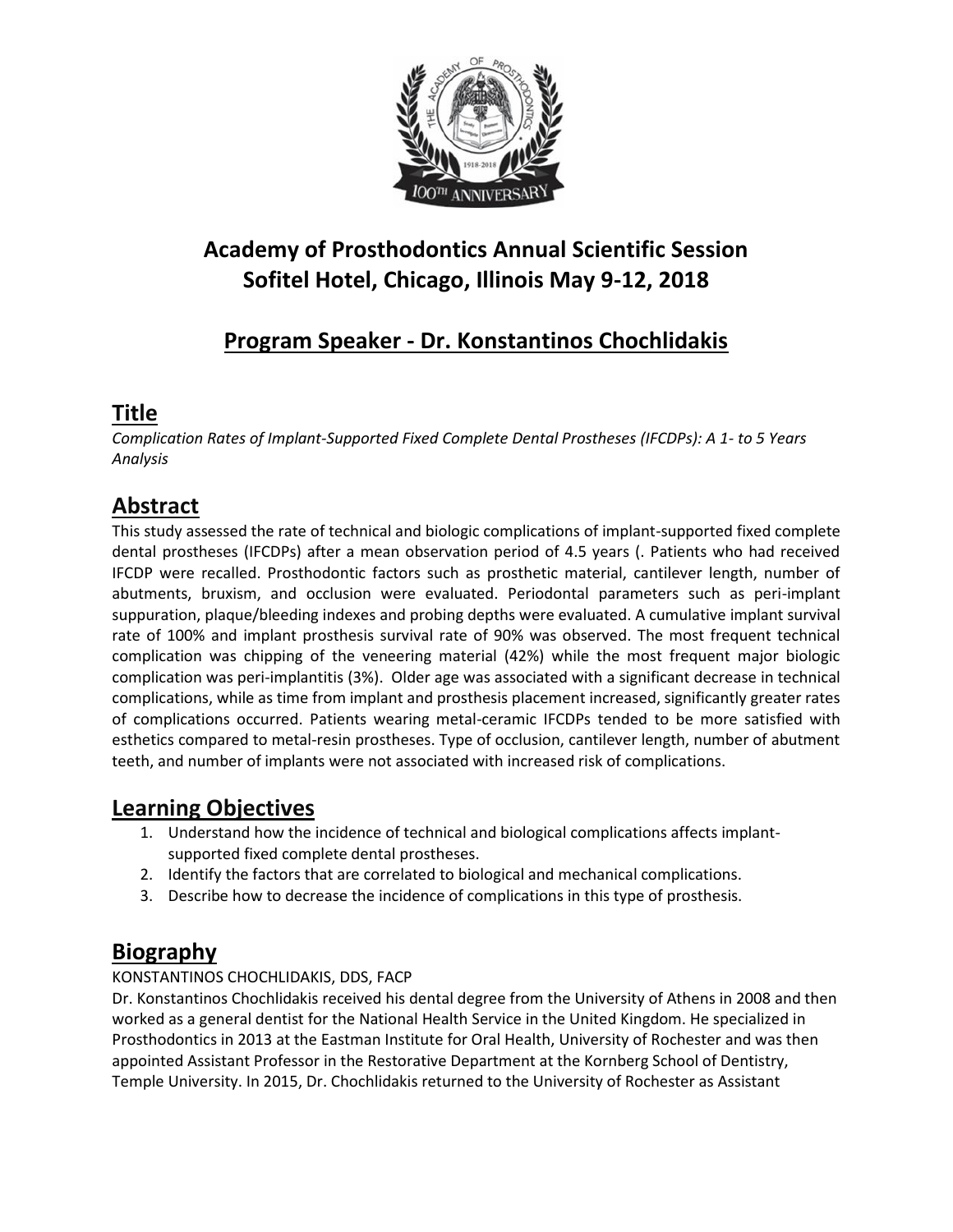# Academy of Prosthodontics Annual Scientific Session
# Sofitel Hotel, Chicago, Illinois May 9-12, 2018

## Program Speaker - Dr. Konstantinos Chochlidakis

## Title

*Complication Rates of Implant-Supported Fixed Complete Dental Prostheses (IFCDPs): A 1- to 5 Years Analysis*

## Abstract

This study assessed the rate of technical and biologic complications of implant-supported fixed complete dental prostheses (IFCDPs) after a mean observation period of 4.5 years (. Patients who had received IFCDP were recalled. Prosthodontic factors such as prosthetic material, cantilever length, number of abutments, bruxism, and occlusion were evaluated. Periodontal parameters such as peri-implant suppuration, plaque/bleeding indexes and probing depths were evaluated. A cumulative implant survival rate of 100% and implant prosthesis survival rate of 90% was observed. The most frequent technical complication was chipping of the veneering material (42%) while the most frequent major biologic complication was peri-implantitis (3%). Older age was associated with a significant decrease in technical complications, while as time from implant and prosthesis placement increased, significantly greater rates of complications occurred. Patients wearing metal-ceramic IFCDPs tended to be more satisfied with esthetics compared to metal-resin prostheses. Type of occlusion, cantilever length, number of abutment teeth, and number of implants were not associated with increased risk of complications.

## Learning Objectives

1. Understand how the incidence of technical and biological complications affects implant-supported fixed complete dental prostheses.
2. Identify the factors that are correlated to biological and mechanical complications.
3. Describe how to decrease the incidence of complications in this type of prosthesis.

## Biography

KONSTANTINOS CHOCHLIDAKIS, DDS, FACP

Dr. Konstantinos Chochlidakis received his dental degree from the University of Athens in 2008 and then worked as a general dentist for the National Health Service in the United Kingdom. He specialized in Prosthodontics in 2013 at the Eastman Institute for Oral Health, University of Rochester and was then appointed Assistant Professor in the Restorative Department at the Kornberg School of Dentistry, Temple University. In 2015, Dr. Chochlidakis returned to the University of Rochester as Assistant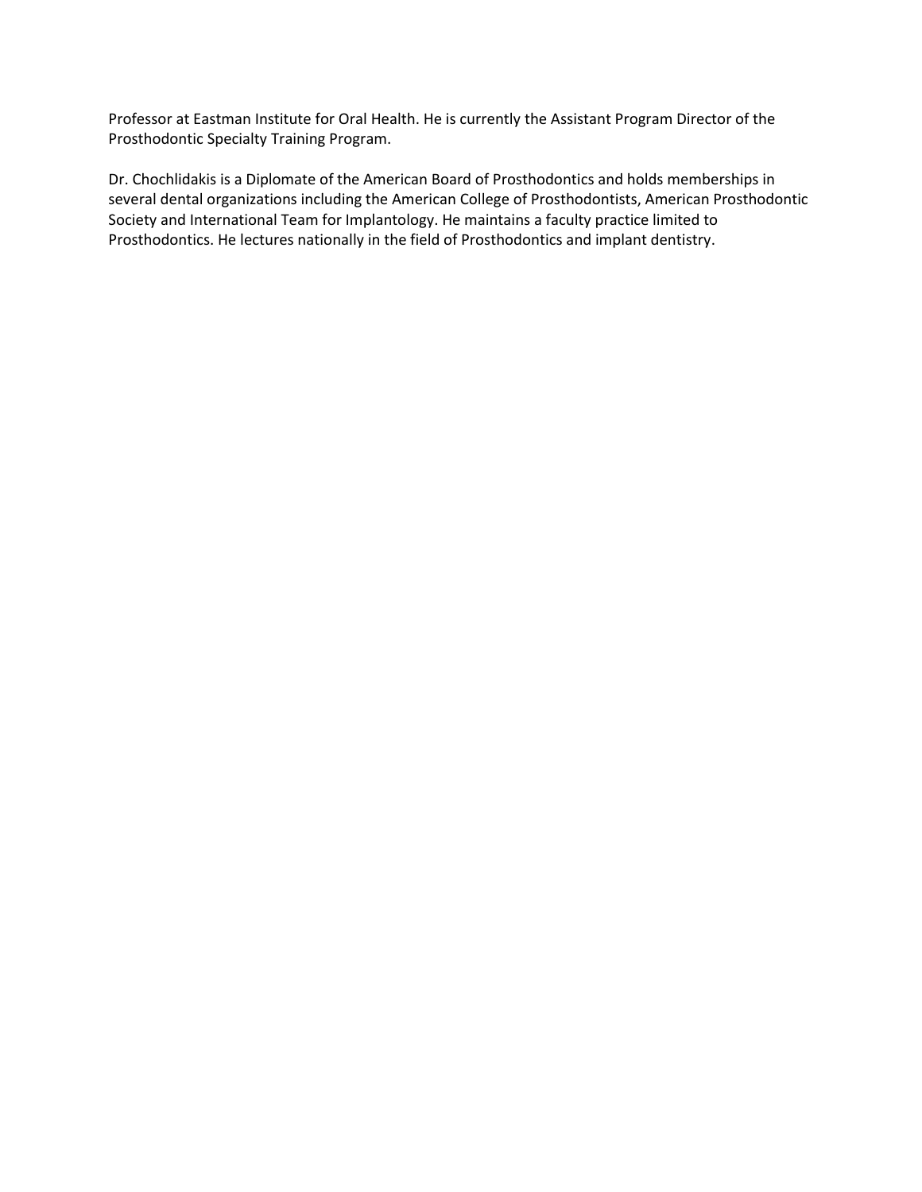Professor at Eastman Institute for Oral Health. He is currently the Assistant Program Director of the Prosthodontic Specialty Training Program.

Dr. Chochlidakis is a Diplomate of the American Board of Prosthodontics and holds memberships in several dental organizations including the American College of Prosthodontists, American Prosthodontic Society and International Team for Implantology. He maintains a faculty practice limited to Prosthodontics. He lectures nationally in the field of Prosthodontics and implant dentistry.